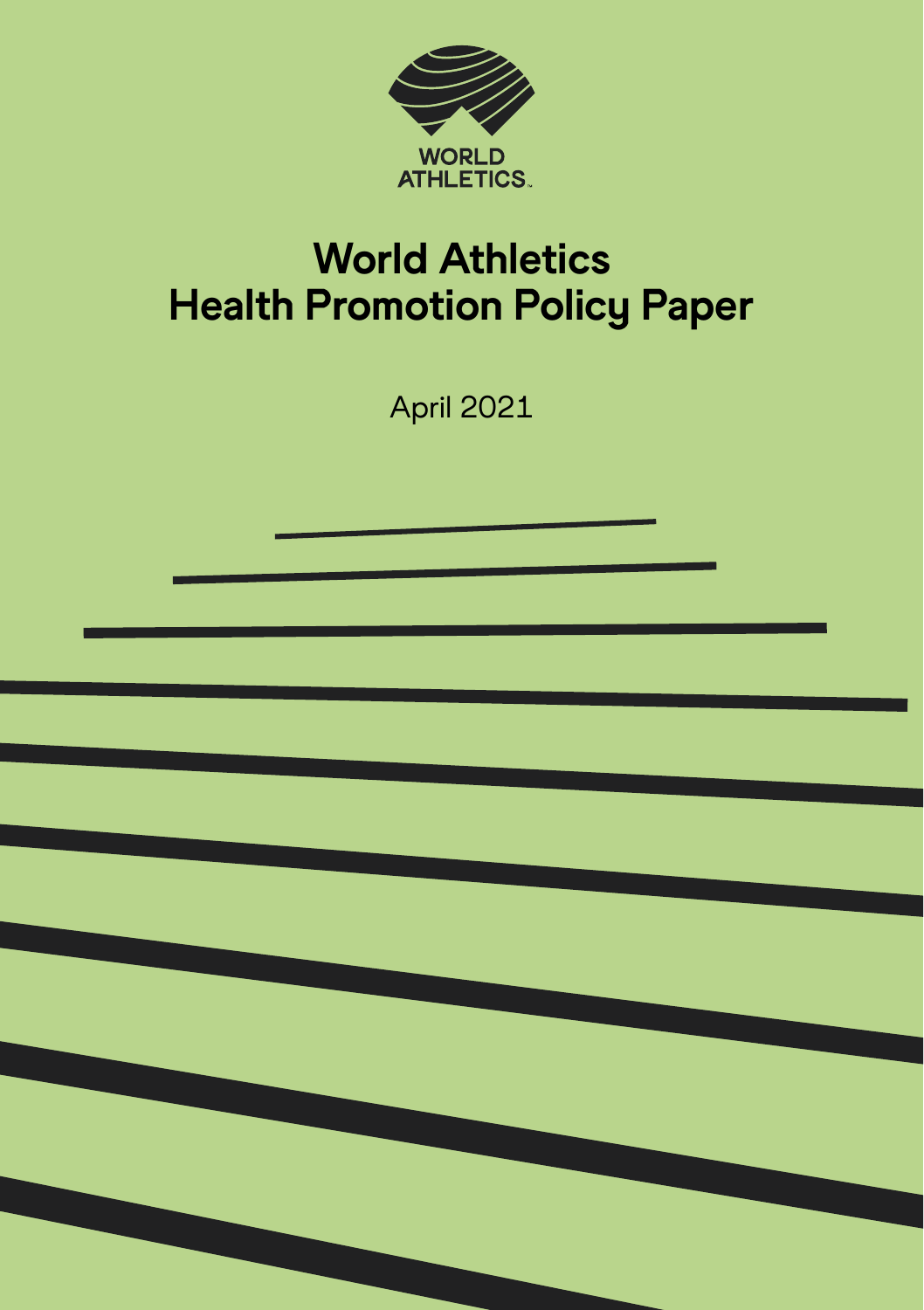WORLD ATHLETICS

# World Athletics Health Promotion Policy Paper

April 2021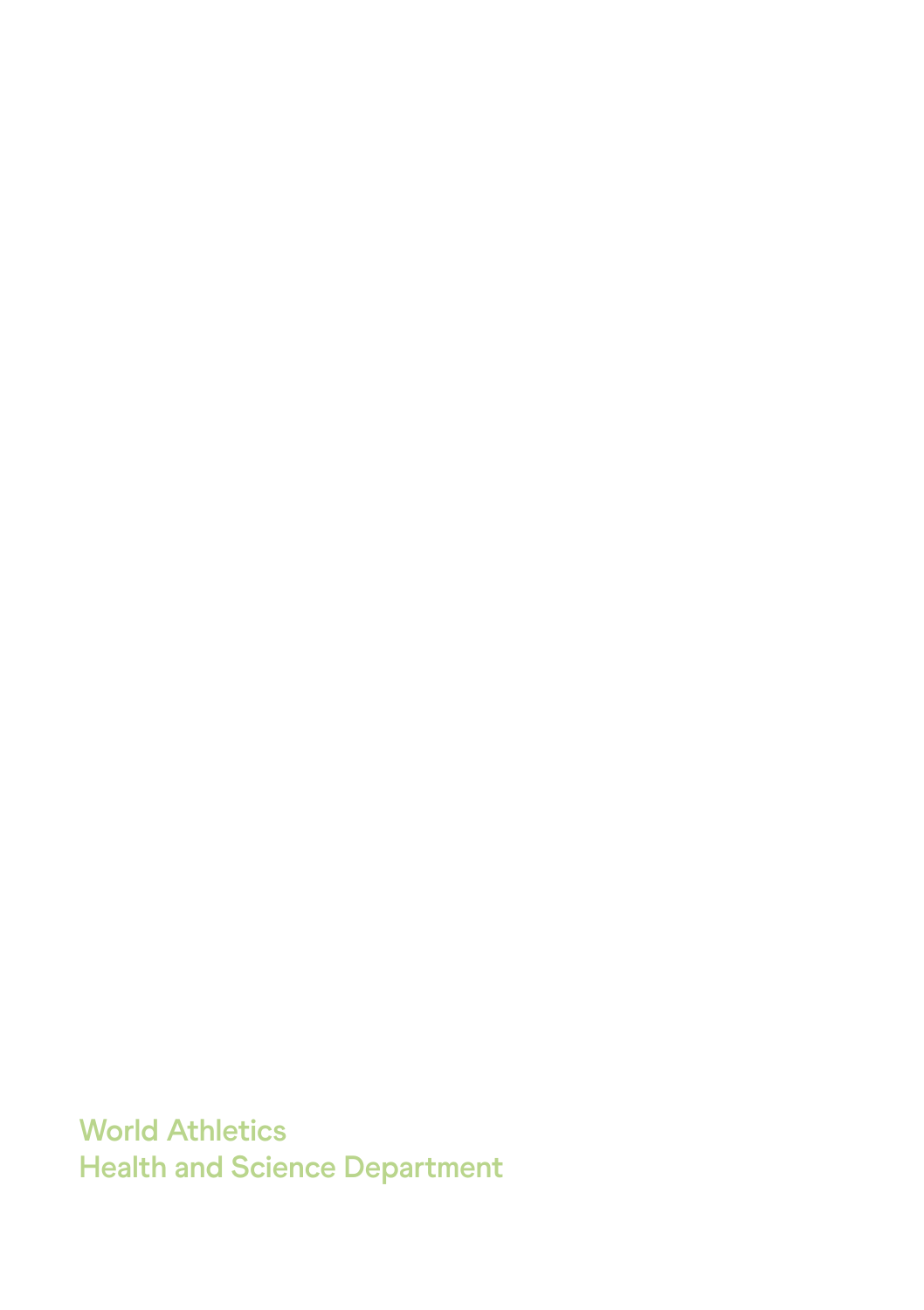World Athletics
Health and Science Department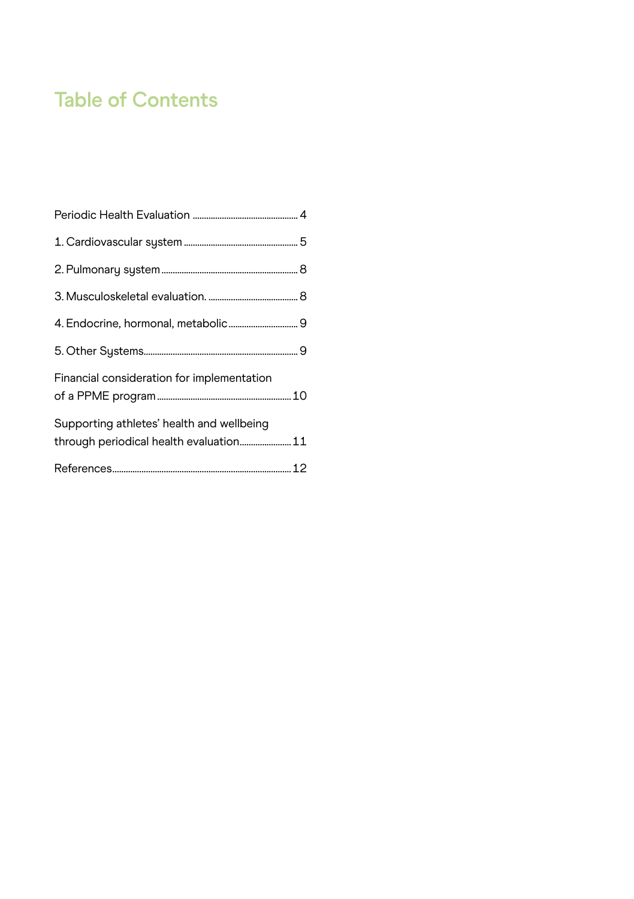# Table of Contents

Periodic Health Evaluation ............................................... 4

1. Cardiovascular system ................................................... 5

2. Pulmonary system ........................................................... 8

3. Musculoskeletal evaluation. ......................................... 8

4. Endocrine, hormonal, metabolic ............................... 9

5. Other Systems .................................................................. 9

Financial consideration for implementation of a PPME program ........................................................... 10

Supporting athletes' health and wellbeing through periodical health evaluation ....................... 11

References ............................................................................... 12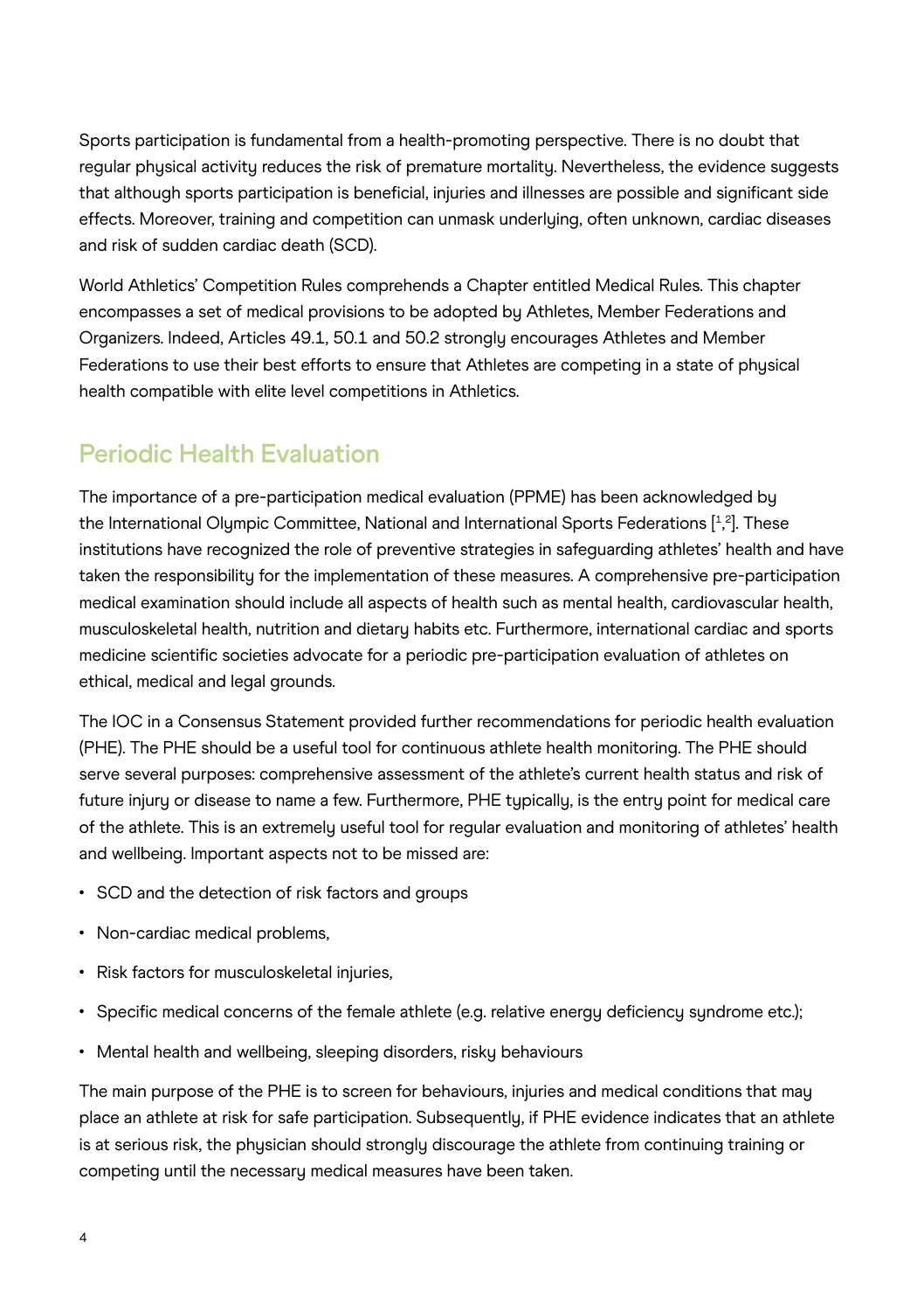Sports participation is fundamental from a health-promoting perspective. There is no doubt that regular physical activity reduces the risk of premature mortality. Nevertheless, the evidence suggests that although sports participation is beneficial, injuries and illnesses are possible and significant side effects. Moreover, training and competition can unmask underlying, often unknown, cardiac diseases and risk of sudden cardiac death (SCD).

World Athletics' Competition Rules comprehends a Chapter entitled Medical Rules. This chapter encompasses a set of medical provisions to be adopted by Athletes, Member Federations and Organizers. Indeed, Articles 49.1, 50.1 and 50.2 strongly encourages Athletes and Member Federations to use their best efforts to ensure that Athletes are competing in a state of physical health compatible with elite level competitions in Athletics.

## Periodic Health Evaluation

The importance of a pre-participation medical evaluation (PPME) has been acknowledged by the International Olympic Committee, National and International Sports Federations [1,2]. These institutions have recognized the role of preventive strategies in safeguarding athletes' health and have taken the responsibility for the implementation of these measures. A comprehensive pre-participation medical examination should include all aspects of health such as mental health, cardiovascular health, musculoskeletal health, nutrition and dietary habits etc. Furthermore, international cardiac and sports medicine scientific societies advocate for a periodic pre-participation evaluation of athletes on ethical, medical and legal grounds.

The IOC in a Consensus Statement provided further recommendations for periodic health evaluation (PHE). The PHE should be a useful tool for continuous athlete health monitoring. The PHE should serve several purposes: comprehensive assessment of the athlete's current health status and risk of future injury or disease to name a few. Furthermore, PHE typically, is the entry point for medical care of the athlete. This is an extremely useful tool for regular evaluation and monitoring of athletes' health and wellbeing. Important aspects not to be missed are:

- SCD and the detection of risk factors and groups
- Non-cardiac medical problems,
- Risk factors for musculoskeletal injuries,
- Specific medical concerns of the female athlete (e.g. relative energy deficiency syndrome etc.);
- Mental health and wellbeing, sleeping disorders, risky behaviours

The main purpose of the PHE is to screen for behaviours, injuries and medical conditions that may place an athlete at risk for safe participation. Subsequently, if PHE evidence indicates that an athlete is at serious risk, the physician should strongly discourage the athlete from continuing training or competing until the necessary medical measures have been taken.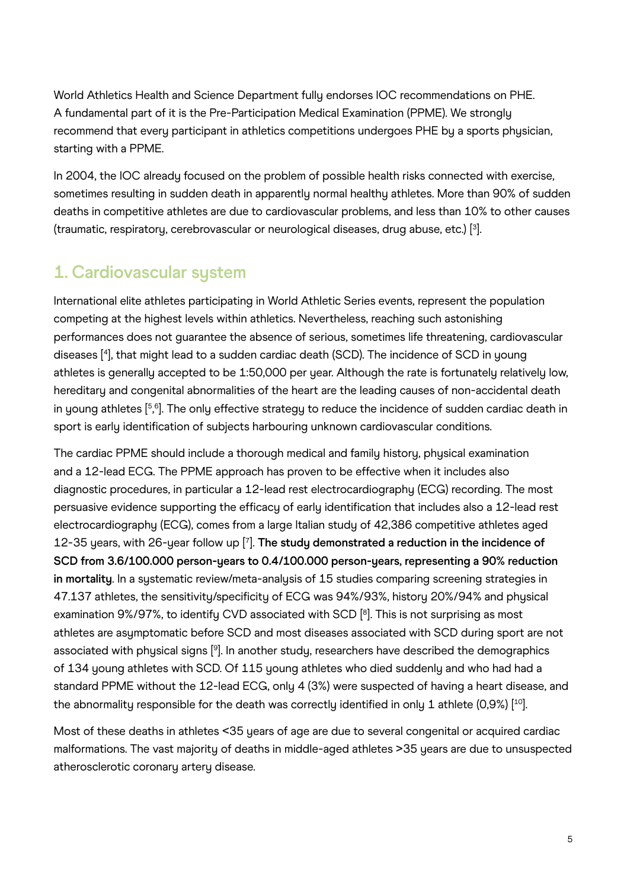World Athletics Health and Science Department fully endorses IOC recommendations on PHE. A fundamental part of it is the Pre-Participation Medical Examination (PPME). We strongly recommend that every participant in athletics competitions undergoes PHE by a sports physician, starting with a PPME.

In 2004, the IOC already focused on the problem of possible health risks connected with exercise, sometimes resulting in sudden death in apparently normal healthy athletes. More than 90% of sudden deaths in competitive athletes are due to cardiovascular problems, and less than 10% to other causes (traumatic, respiratory, cerebrovascular or neurological diseases, drug abuse, etc.) [3].

## 1. Cardiovascular system

International elite athletes participating in World Athletic Series events, represent the population competing at the highest levels within athletics. Nevertheless, reaching such astonishing performances does not guarantee the absence of serious, sometimes life threatening, cardiovascular diseases [4], that might lead to a sudden cardiac death (SCD). The incidence of SCD in young athletes is generally accepted to be 1:50,000 per year. Although the rate is fortunately relatively low, hereditary and congenital abnormalities of the heart are the leading causes of non-accidental death in young athletes [5,6]. The only effective strategy to reduce the incidence of sudden cardiac death in sport is early identification of subjects harbouring unknown cardiovascular conditions.

The cardiac PPME should include a thorough medical and family history, physical examination and a 12-lead ECG. The PPME approach has proven to be effective when it includes also diagnostic procedures, in particular a 12-lead rest electrocardiography (ECG) recording. The most persuasive evidence supporting the efficacy of early identification that includes also a 12-lead rest electrocardiography (ECG), comes from a large Italian study of 42,386 competitive athletes aged 12-35 years, with 26-year follow up [7]. **The study demonstrated a reduction in the incidence of SCD from 3.6/100.000 person-years to 0.4/100.000 person-years, representing a 90% reduction in mortality**. In a systematic review/meta-analysis of 15 studies comparing screening strategies in 47.137 athletes, the sensitivity/specificity of ECG was 94%/93%, history 20%/94% and physical examination 9%/97%, to identify CVD associated with SCD [8]. This is not surprising as most athletes are asymptomatic before SCD and most diseases associated with SCD during sport are not associated with physical signs [9]. In another study, researchers have described the demographics of 134 young athletes with SCD. Of 115 young athletes who died suddenly and who had had a standard PPME without the 12-lead ECG, only 4 (3%) were suspected of having a heart disease, and the abnormality responsible for the death was correctly identified in only 1 athlete (0,9%) [10].

Most of these deaths in athletes <35 years of age are due to several congenital or acquired cardiac malformations. The vast majority of deaths in middle-aged athletes >35 years are due to unsuspected atherosclerotic coronary artery disease.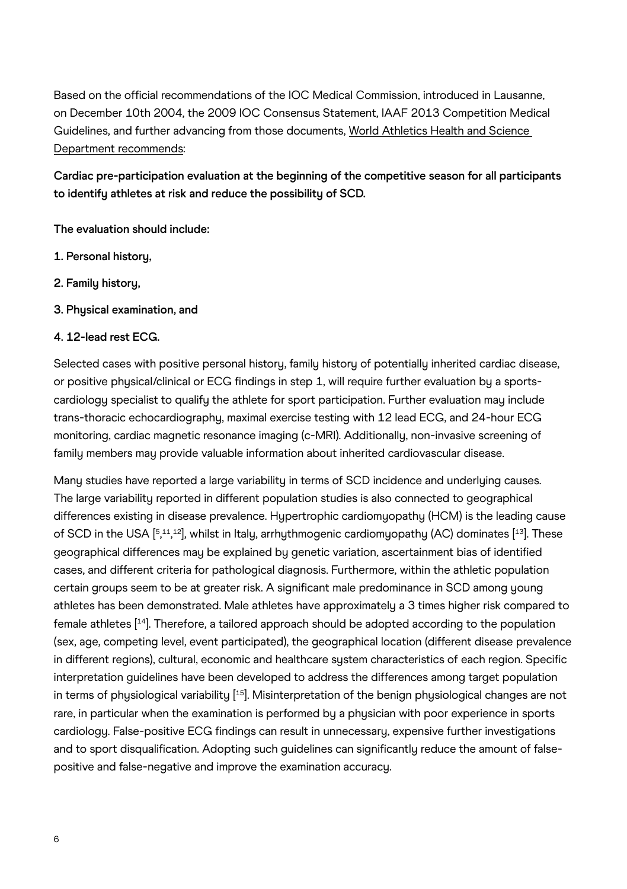Based on the official recommendations of the IOC Medical Commission, introduced in Lausanne, on December 10th 2004, the 2009 IOC Consensus Statement, IAAF 2013 Competition Medical Guidelines, and further advancing from those documents, World Athletics Health and Science Department recommends:

**Cardiac pre-participation evaluation at the beginning of the competitive season for all participants to identify athletes at risk and reduce the possibility of SCD.**

**The evaluation should include:**

**1. Personal history,**

**2. Family history,**

**3. Physical examination, and**

**4. 12-lead rest ECG.**

Selected cases with positive personal history, family history of potentially inherited cardiac disease, or positive physical/clinical or ECG findings in step 1, will require further evaluation by a sports-cardiology specialist to qualify the athlete for sport participation. Further evaluation may include trans-thoracic echocardiography, maximal exercise testing with 12 lead ECG, and 24-hour ECG monitoring, cardiac magnetic resonance imaging (c-MRI). Additionally, non-invasive screening of family members may provide valuable information about inherited cardiovascular disease.

Many studies have reported a large variability in terms of SCD incidence and underlying causes. The large variability reported in different population studies is also connected to geographical differences existing in disease prevalence. Hypertrophic cardiomyopathy (HCM) is the leading cause of SCD in the USA [5,11,12], whilst in Italy, arrhythmogenic cardiomyopathy (AC) dominates [13]. These geographical differences may be explained by genetic variation, ascertainment bias of identified cases, and different criteria for pathological diagnosis. Furthermore, within the athletic population certain groups seem to be at greater risk. A significant male predominance in SCD among young athletes has been demonstrated. Male athletes have approximately a 3 times higher risk compared to female athletes [14]. Therefore, a tailored approach should be adopted according to the population (sex, age, competing level, event participated), the geographical location (different disease prevalence in different regions), cultural, economic and healthcare system characteristics of each region. Specific interpretation guidelines have been developed to address the differences among target population in terms of physiological variability [15]. Misinterpretation of the benign physiological changes are not rare, in particular when the examination is performed by a physician with poor experience in sports cardiology. False-positive ECG findings can result in unnecessary, expensive further investigations and to sport disqualification. Adopting such guidelines can significantly reduce the amount of false-positive and false-negative and improve the examination accuracy.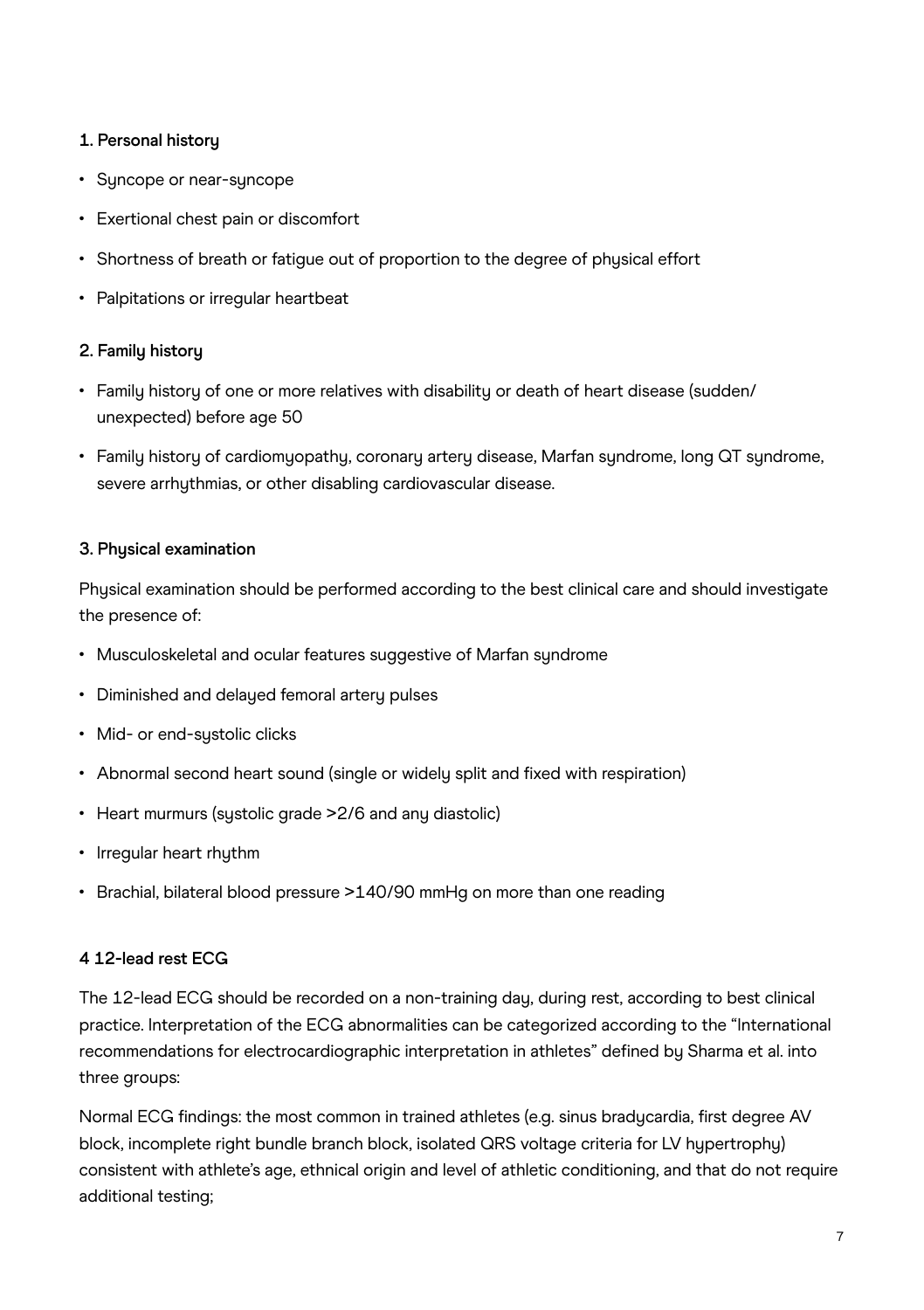**1. Personal history**

- Syncope or near-syncope
- Exertional chest pain or discomfort
- Shortness of breath or fatigue out of proportion to the degree of physical effort
- Palpitations or irregular heartbeat

**2. Family history**

- Family history of one or more relatives with disability or death of heart disease (sudden/unexpected) before age 50
- Family history of cardiomyopathy, coronary artery disease, Marfan syndrome, long QT syndrome, severe arrhythmias, or other disabling cardiovascular disease.

**3. Physical examination**

Physical examination should be performed according to the best clinical care and should investigate the presence of:

- Musculoskeletal and ocular features suggestive of Marfan syndrome
- Diminished and delayed femoral artery pulses
- Mid- or end-systolic clicks
- Abnormal second heart sound (single or widely split and fixed with respiration)
- Heart murmurs (systolic grade >2/6 and any diastolic)
- Irregular heart rhythm
- Brachial, bilateral blood pressure >140/90 mmHg on more than one reading

**4 12-lead rest ECG**

The 12-lead ECG should be recorded on a non-training day, during rest, according to best clinical practice. Interpretation of the ECG abnormalities can be categorized according to the "International recommendations for electrocardiographic interpretation in athletes" defined by Sharma et al. into three groups:

Normal ECG findings: the most common in trained athletes (e.g. sinus bradycardia, first degree AV block, incomplete right bundle branch block, isolated QRS voltage criteria for LV hypertrophy) consistent with athlete's age, ethnical origin and level of athletic conditioning, and that do not require additional testing;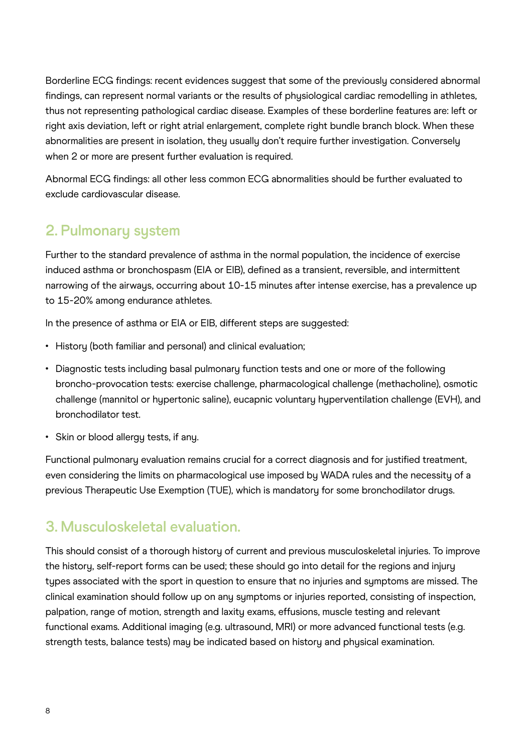Borderline ECG findings: recent evidences suggest that some of the previously considered abnormal findings, can represent normal variants or the results of physiological cardiac remodelling in athletes, thus not representing pathological cardiac disease. Examples of these borderline features are: left or right axis deviation, left or right atrial enlargement, complete right bundle branch block. When these abnormalities are present in isolation, they usually don't require further investigation. Conversely when 2 or more are present further evaluation is required.

Abnormal ECG findings: all other less common ECG abnormalities should be further evaluated to exclude cardiovascular disease.

## 2. Pulmonary system

Further to the standard prevalence of asthma in the normal population, the incidence of exercise induced asthma or bronchospasm (EIA or EIB), defined as a transient, reversible, and intermittent narrowing of the airways, occurring about 10-15 minutes after intense exercise, has a prevalence up to 15-20% among endurance athletes.

In the presence of asthma or EIA or EIB, different steps are suggested:

- History (both familiar and personal) and clinical evaluation;
- Diagnostic tests including basal pulmonary function tests and one or more of the following broncho-provocation tests: exercise challenge, pharmacological challenge (methacholine), osmotic challenge (mannitol or hypertonic saline), eucapnic voluntary hyperventilation challenge (EVH), and bronchodilator test.
- Skin or blood allergy tests, if any.

Functional pulmonary evaluation remains crucial for a correct diagnosis and for justified treatment, even considering the limits on pharmacological use imposed by WADA rules and the necessity of a previous Therapeutic Use Exemption (TUE), which is mandatory for some bronchodilator drugs.

## 3. Musculoskeletal evaluation.

This should consist of a thorough history of current and previous musculoskeletal injuries. To improve the history, self-report forms can be used; these should go into detail for the regions and injury types associated with the sport in question to ensure that no injuries and symptoms are missed. The clinical examination should follow up on any symptoms or injuries reported, consisting of inspection, palpation, range of motion, strength and laxity exams, effusions, muscle testing and relevant functional exams. Additional imaging (e.g. ultrasound, MRI) or more advanced functional tests (e.g. strength tests, balance tests) may be indicated based on history and physical examination.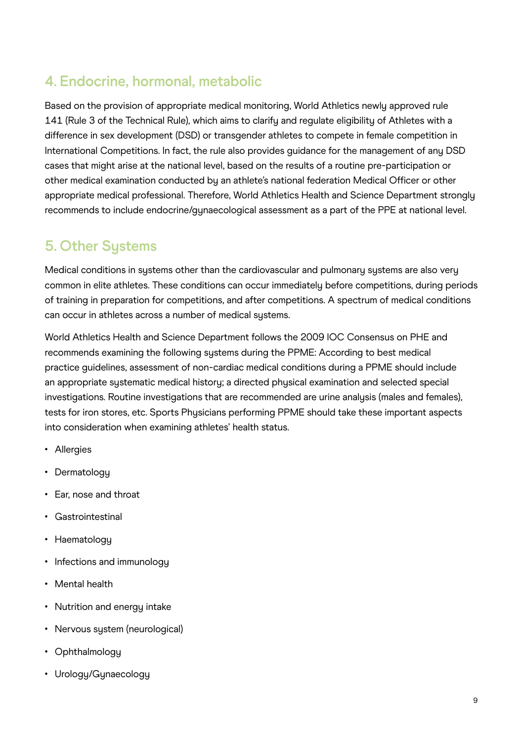## 4. Endocrine, hormonal, metabolic

Based on the provision of appropriate medical monitoring, World Athletics newly approved rule 141 (Rule 3 of the Technical Rule), which aims to clarify and regulate eligibility of Athletes with a difference in sex development (DSD) or transgender athletes to compete in female competition in International Competitions. In fact, the rule also provides guidance for the management of any DSD cases that might arise at the national level, based on the results of a routine pre-participation or other medical examination conducted by an athlete's national federation Medical Officer or other appropriate medical professional. Therefore, World Athletics Health and Science Department strongly recommends to include endocrine/gynaecological assessment as a part of the PPE at national level.

## 5. Other Systems

Medical conditions in systems other than the cardiovascular and pulmonary systems are also very common in elite athletes. These conditions can occur immediately before competitions, during periods of training in preparation for competitions, and after competitions. A spectrum of medical conditions can occur in athletes across a number of medical systems.

World Athletics Health and Science Department follows the 2009 IOC Consensus on PHE and recommends examining the following systems during the PPME: According to best medical practice guidelines, assessment of non-cardiac medical conditions during a PPME should include an appropriate systematic medical history; a directed physical examination and selected special investigations. Routine investigations that are recommended are urine analysis (males and females), tests for iron stores, etc. Sports Physicians performing PPME should take these important aspects into consideration when examining athletes' health status.

- Allergies
- Dermatology
- Ear, nose and throat
- Gastrointestinal
- Haematology
- Infections and immunology
- Mental health
- Nutrition and energy intake
- Nervous system (neurological)
- Ophthalmology
- Urology/Gynaecology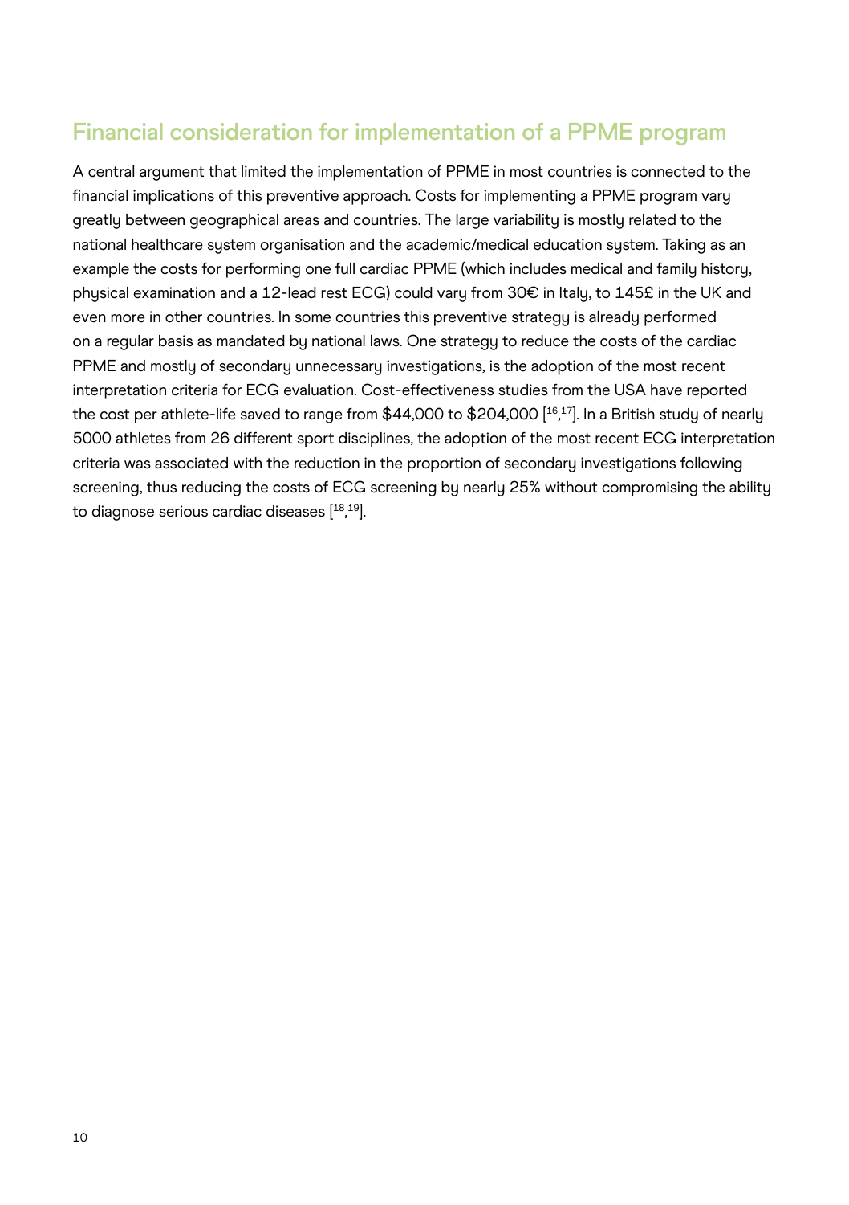## Financial consideration for implementation of a PPME program

A central argument that limited the implementation of PPME in most countries is connected to the financial implications of this preventive approach. Costs for implementing a PPME program vary greatly between geographical areas and countries. The large variability is mostly related to the national healthcare system organisation and the academic/medical education system. Taking as an example the costs for performing one full cardiac PPME (which includes medical and family history, physical examination and a 12-lead rest ECG) could vary from 30€ in Italy, to 145£ in the UK and even more in other countries. In some countries this preventive strategy is already performed on a regular basis as mandated by national laws. One strategy to reduce the costs of the cardiac PPME and mostly of secondary unnecessary investigations, is the adoption of the most recent interpretation criteria for ECG evaluation. Cost-effectiveness studies from the USA have reported the cost per athlete-life saved to range from $44,000 to $204,000 [16,17]. In a British study of nearly 5000 athletes from 26 different sport disciplines, the adoption of the most recent ECG interpretation criteria was associated with the reduction in the proportion of secondary investigations following screening, thus reducing the costs of ECG screening by nearly 25% without compromising the ability to diagnose serious cardiac diseases [18,19].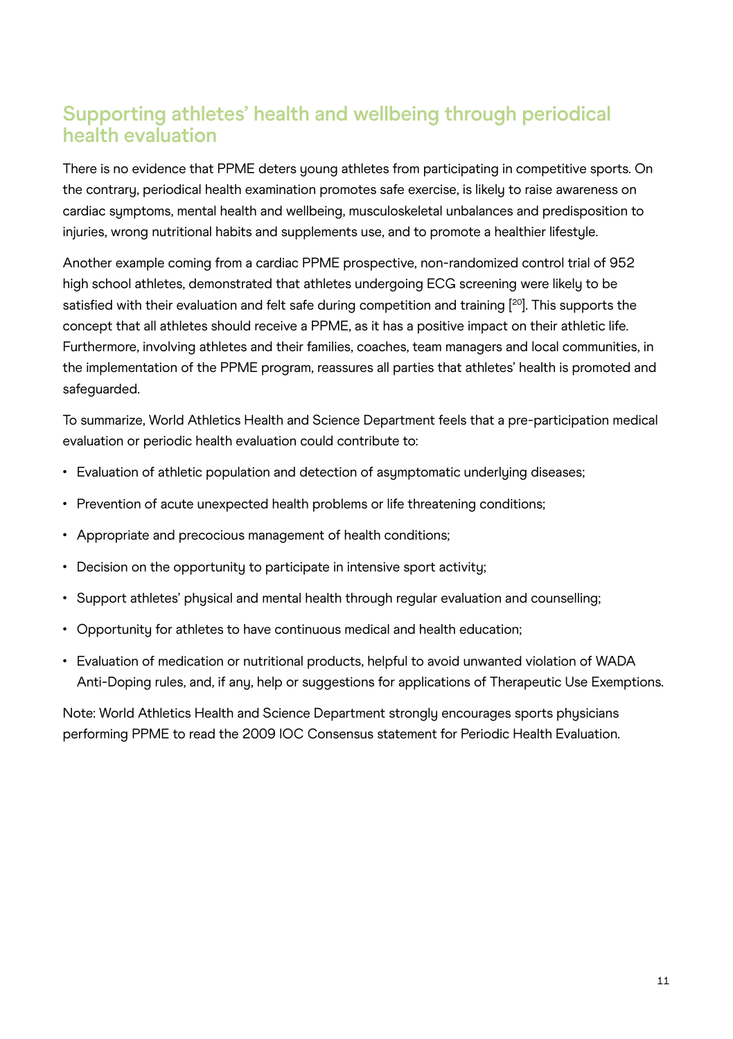## Supporting athletes' health and wellbeing through periodical health evaluation

There is no evidence that PPME deters young athletes from participating in competitive sports. On the contrary, periodical health examination promotes safe exercise, is likely to raise awareness on cardiac symptoms, mental health and wellbeing, musculoskeletal unbalances and predisposition to injuries, wrong nutritional habits and supplements use, and to promote a healthier lifestyle.

Another example coming from a cardiac PPME prospective, non-randomized control trial of 952 high school athletes, demonstrated that athletes undergoing ECG screening were likely to be satisfied with their evaluation and felt safe during competition and training [20]. This supports the concept that all athletes should receive a PPME, as it has a positive impact on their athletic life. Furthermore, involving athletes and their families, coaches, team managers and local communities, in the implementation of the PPME program, reassures all parties that athletes' health is promoted and safeguarded.

To summarize, World Athletics Health and Science Department feels that a pre-participation medical evaluation or periodic health evaluation could contribute to:

- Evaluation of athletic population and detection of asymptomatic underlying diseases;
- Prevention of acute unexpected health problems or life threatening conditions;
- Appropriate and precocious management of health conditions;
- Decision on the opportunity to participate in intensive sport activity;
- Support athletes' physical and mental health through regular evaluation and counselling;
- Opportunity for athletes to have continuous medical and health education;
- Evaluation of medication or nutritional products, helpful to avoid unwanted violation of WADA Anti-Doping rules, and, if any, help or suggestions for applications of Therapeutic Use Exemptions.

Note: World Athletics Health and Science Department strongly encourages sports physicians performing PPME to read the 2009 IOC Consensus statement for Periodic Health Evaluation.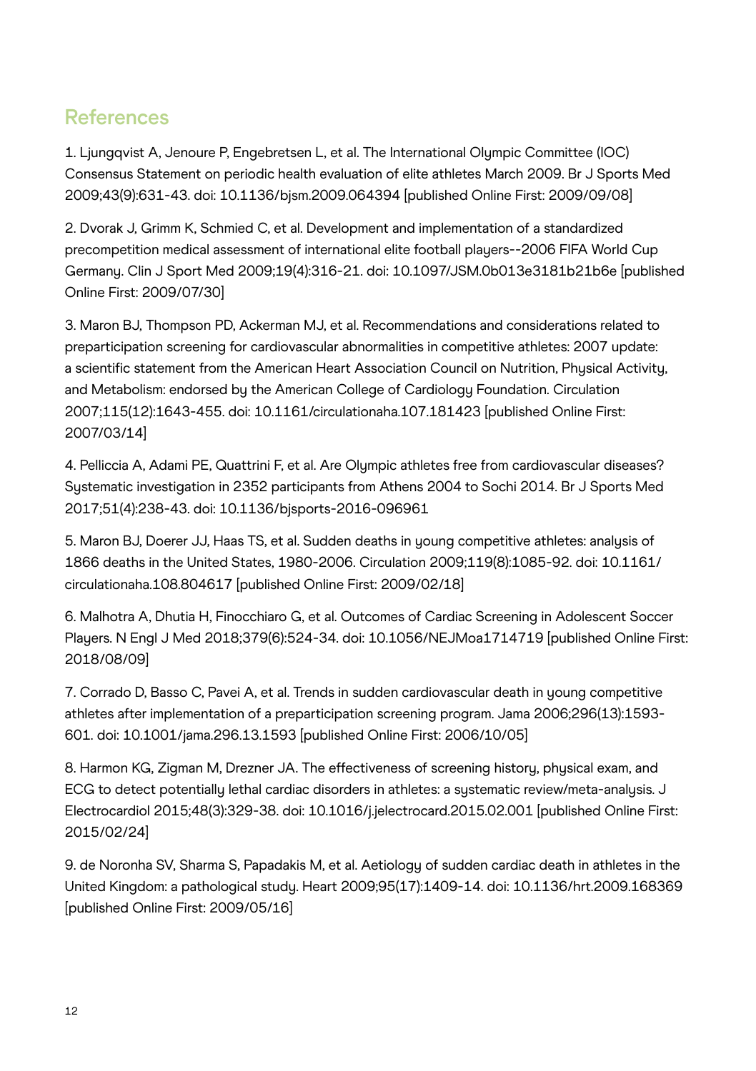## References

1. Ljungqvist A, Jenoure P, Engebretsen L, et al. The International Olympic Committee (IOC) Consensus Statement on periodic health evaluation of elite athletes March 2009. Br J Sports Med 2009;43(9):631-43. doi: 10.1136/bjsm.2009.064394 [published Online First: 2009/09/08]

2. Dvorak J, Grimm K, Schmied C, et al. Development and implementation of a standardized precompetition medical assessment of international elite football players--2006 FIFA World Cup Germany. Clin J Sport Med 2009;19(4):316-21. doi: 10.1097/JSM.0b013e3181b21b6e [published Online First: 2009/07/30]

3. Maron BJ, Thompson PD, Ackerman MJ, et al. Recommendations and considerations related to preparticipation screening for cardiovascular abnormalities in competitive athletes: 2007 update: a scientific statement from the American Heart Association Council on Nutrition, Physical Activity, and Metabolism: endorsed by the American College of Cardiology Foundation. Circulation 2007;115(12):1643-455. doi: 10.1161/circulationaha.107.181423 [published Online First: 2007/03/14]

4. Pelliccia A, Adami PE, Quattrini F, et al. Are Olympic athletes free from cardiovascular diseases? Systematic investigation in 2352 participants from Athens 2004 to Sochi 2014. Br J Sports Med 2017;51(4):238-43. doi: 10.1136/bjsports-2016-096961

5. Maron BJ, Doerer JJ, Haas TS, et al. Sudden deaths in young competitive athletes: analysis of 1866 deaths in the United States, 1980-2006. Circulation 2009;119(8):1085-92. doi: 10.1161/circulationaha.108.804617 [published Online First: 2009/02/18]

6. Malhotra A, Dhutia H, Finocchiaro G, et al. Outcomes of Cardiac Screening in Adolescent Soccer Players. N Engl J Med 2018;379(6):524-34. doi: 10.1056/NEJMoa1714719 [published Online First: 2018/08/09]

7. Corrado D, Basso C, Pavei A, et al. Trends in sudden cardiovascular death in young competitive athletes after implementation of a preparticipation screening program. Jama 2006;296(13):1593-601. doi: 10.1001/jama.296.13.1593 [published Online First: 2006/10/05]

8. Harmon KG, Zigman M, Drezner JA. The effectiveness of screening history, physical exam, and ECG to detect potentially lethal cardiac disorders in athletes: a systematic review/meta-analysis. J Electrocardiol 2015;48(3):329-38. doi: 10.1016/j.jelectrocard.2015.02.001 [published Online First: 2015/02/24]

9. de Noronha SV, Sharma S, Papadakis M, et al. Aetiology of sudden cardiac death in athletes in the United Kingdom: a pathological study. Heart 2009;95(17):1409-14. doi: 10.1136/hrt.2009.168369 [published Online First: 2009/05/16]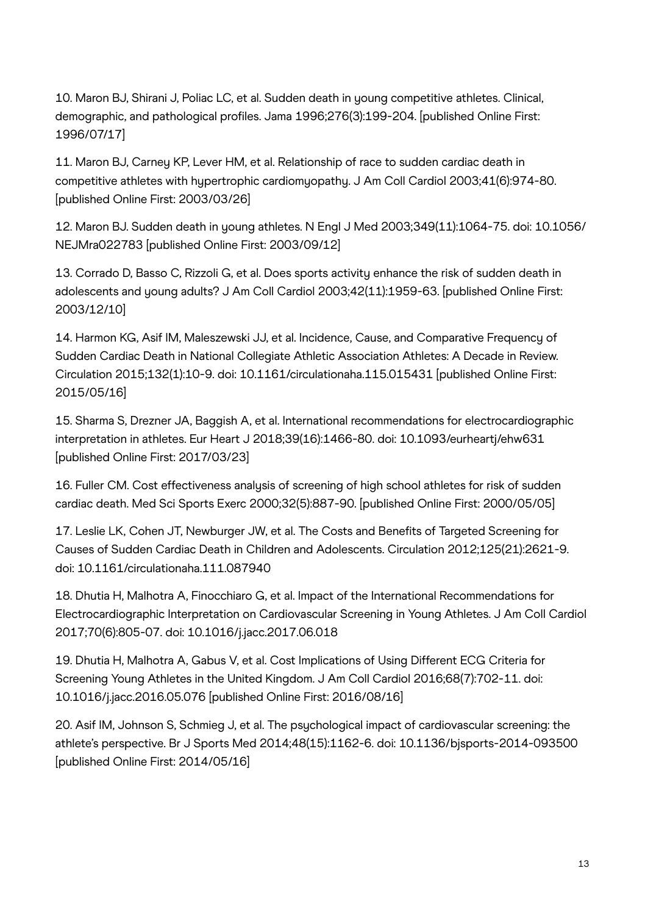10. Maron BJ, Shirani J, Poliac LC, et al. Sudden death in young competitive athletes. Clinical, demographic, and pathological profiles. Jama 1996;276(3):199-204. [published Online First: 1996/07/17]

11. Maron BJ, Carney KP, Lever HM, et al. Relationship of race to sudden cardiac death in competitive athletes with hypertrophic cardiomyopathy. J Am Coll Cardiol 2003;41(6):974-80. [published Online First: 2003/03/26]

12. Maron BJ. Sudden death in young athletes. N Engl J Med 2003;349(11):1064-75. doi: 10.1056/NEJMra022783 [published Online First: 2003/09/12]

13. Corrado D, Basso C, Rizzoli G, et al. Does sports activity enhance the risk of sudden death in adolescents and young adults? J Am Coll Cardiol 2003;42(11):1959-63. [published Online First: 2003/12/10]

14. Harmon KG, Asif IM, Maleszewski JJ, et al. Incidence, Cause, and Comparative Frequency of Sudden Cardiac Death in National Collegiate Athletic Association Athletes: A Decade in Review. Circulation 2015;132(1):10-9. doi: 10.1161/circulationaha.115.015431 [published Online First: 2015/05/16]

15. Sharma S, Drezner JA, Baggish A, et al. International recommendations for electrocardiographic interpretation in athletes. Eur Heart J 2018;39(16):1466-80. doi: 10.1093/eurheartj/ehw631 [published Online First: 2017/03/23]

16. Fuller CM. Cost effectiveness analysis of screening of high school athletes for risk of sudden cardiac death. Med Sci Sports Exerc 2000;32(5):887-90. [published Online First: 2000/05/05]

17. Leslie LK, Cohen JT, Newburger JW, et al. The Costs and Benefits of Targeted Screening for Causes of Sudden Cardiac Death in Children and Adolescents. Circulation 2012;125(21):2621-9. doi: 10.1161/circulationaha.111.087940

18. Dhutia H, Malhotra A, Finocchiaro G, et al. Impact of the International Recommendations for Electrocardiographic Interpretation on Cardiovascular Screening in Young Athletes. J Am Coll Cardiol 2017;70(6):805-07. doi: 10.1016/j.jacc.2017.06.018

19. Dhutia H, Malhotra A, Gabus V, et al. Cost Implications of Using Different ECG Criteria for Screening Young Athletes in the United Kingdom. J Am Coll Cardiol 2016;68(7):702-11. doi: 10.1016/j.jacc.2016.05.076 [published Online First: 2016/08/16]

20. Asif IM, Johnson S, Schmieg J, et al. The psychological impact of cardiovascular screening: the athlete's perspective. Br J Sports Med 2014;48(15):1162-6. doi: 10.1136/bjsports-2014-093500 [published Online First: 2014/05/16]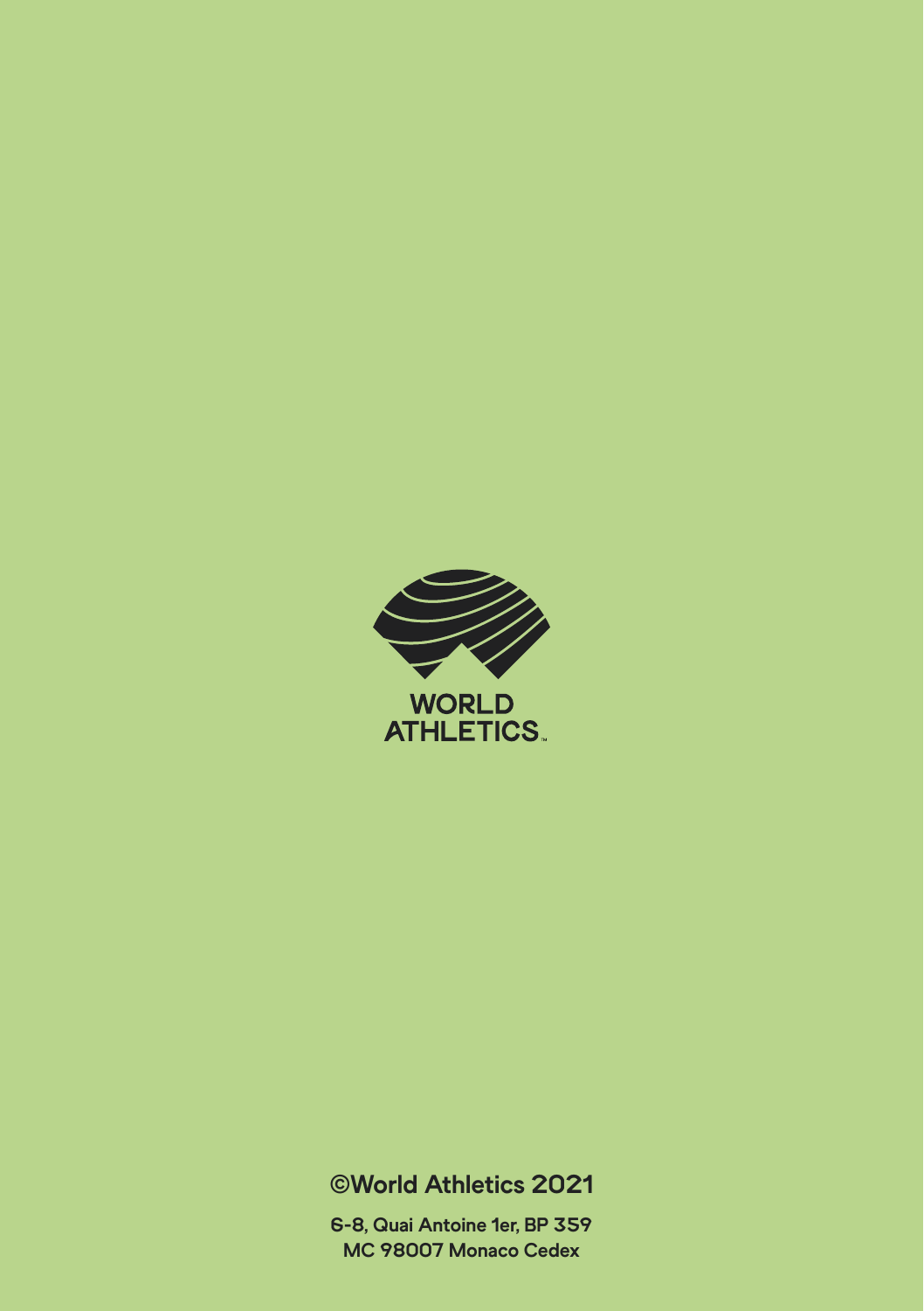WORLD
ATHLETICS™

**©World Athletics 2021**

**6-8, Quai Antoine 1er, BP 359**
**MC 98007 Monaco Cedex**